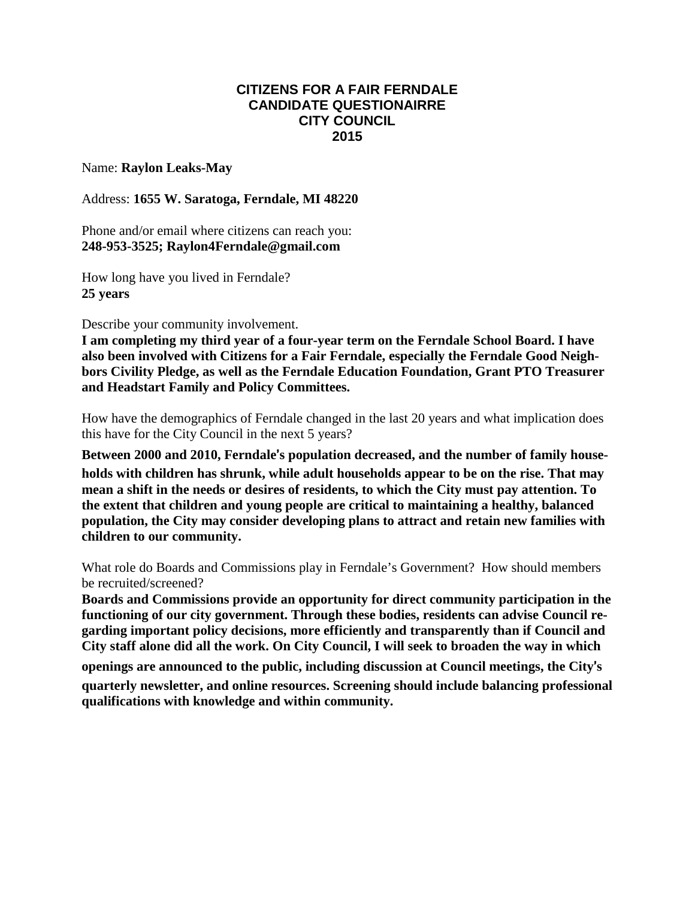# CITIZENS FOR A FAIR FERNDALE
# CANDIDATE QUESTIONAIRRE
# CITY COUNCIL
# 2015

Name: **Raylon Leaks-May**

Address: **1655 W. Saratoga, Ferndale, MI 48220**

Phone and/or email where citizens can reach you:
**248-953-3525; Raylon4Ferndale@gmail.com**

How long have you lived in Ferndale?
**25 years**

Describe your community involvement.
**I am completing my third year of a four-year term on the Ferndale School Board. I have also been involved with Citizens for a Fair Ferndale, especially the Ferndale Good Neighbors Civility Pledge, as well as the Ferndale Education Foundation, Grant PTO Treasurer and Headstart Family and Policy Committees.**

How have the demographics of Ferndale changed in the last 20 years and what implication does this have for the City Council in the next 5 years?

**Between 2000 and 2010, Ferndale's population decreased, and the number of family households with children has shrunk, while adult households appear to be on the rise. That may mean a shift in the needs or desires of residents, to which the City must pay attention. To the extent that children and young people are critical to maintaining a healthy, balanced population, the City may consider developing plans to attract and retain new families with children to our community.**

What role do Boards and Commissions play in Ferndale's Government? How should members be recruited/screened?
**Boards and Commissions provide an opportunity for direct community participation in the functioning of our city government. Through these bodies, residents can advise Council regarding important policy decisions, more efficiently and transparently than if Council and City staff alone did all the work. On City Council, I will seek to broaden the way in which openings are announced to the public, including discussion at Council meetings, the City's quarterly newsletter, and online resources. Screening should include balancing professional qualifications with knowledge and within community.**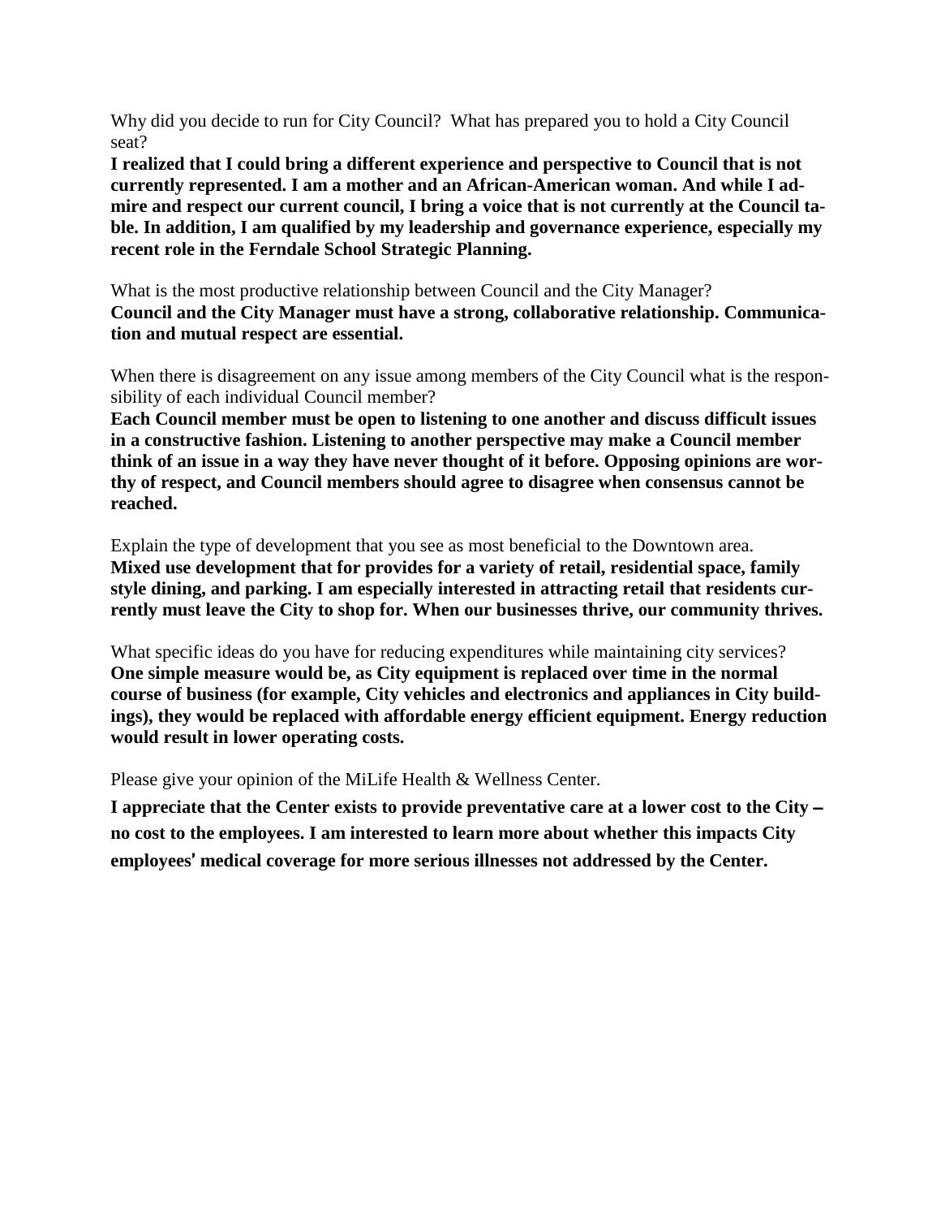Why did you decide to run for City Council? What has prepared you to hold a City Council seat?

**I realized that I could bring a different experience and perspective to Council that is not currently represented. I am a mother and an African-American woman. And while I admire and respect our current council, I bring a voice that is not currently at the Council table. In addition, I am qualified by my leadership and governance experience, especially my recent role in the Ferndale School Strategic Planning.**

What is the most productive relationship between Council and the City Manager?

**Council and the City Manager must have a strong, collaborative relationship. Communication and mutual respect are essential.**

When there is disagreement on any issue among members of the City Council what is the responsibility of each individual Council member?

**Each Council member must be open to listening to one another and discuss difficult issues in a constructive fashion. Listening to another perspective may make a Council member think of an issue in a way they have never thought of it before. Opposing opinions are worthy of respect, and Council members should agree to disagree when consensus cannot be reached.**

Explain the type of development that you see as most beneficial to the Downtown area.

**Mixed use development that for provides for a variety of retail, residential space, family style dining, and parking. I am especially interested in attracting retail that residents currently must leave the City to shop for. When our businesses thrive, our community thrives.**

What specific ideas do you have for reducing expenditures while maintaining city services?

**One simple measure would be, as City equipment is replaced over time in the normal course of business (for example, City vehicles and electronics and appliances in City buildings), they would be replaced with affordable energy efficient equipment. Energy reduction would result in lower operating costs.**

Please give your opinion of the MiLife Health & Wellness Center.

**I appreciate that the Center exists to provide preventative care at a lower cost to the City – no cost to the employees. I am interested to learn more about whether this impacts City employees' medical coverage for more serious illnesses not addressed by the Center.**